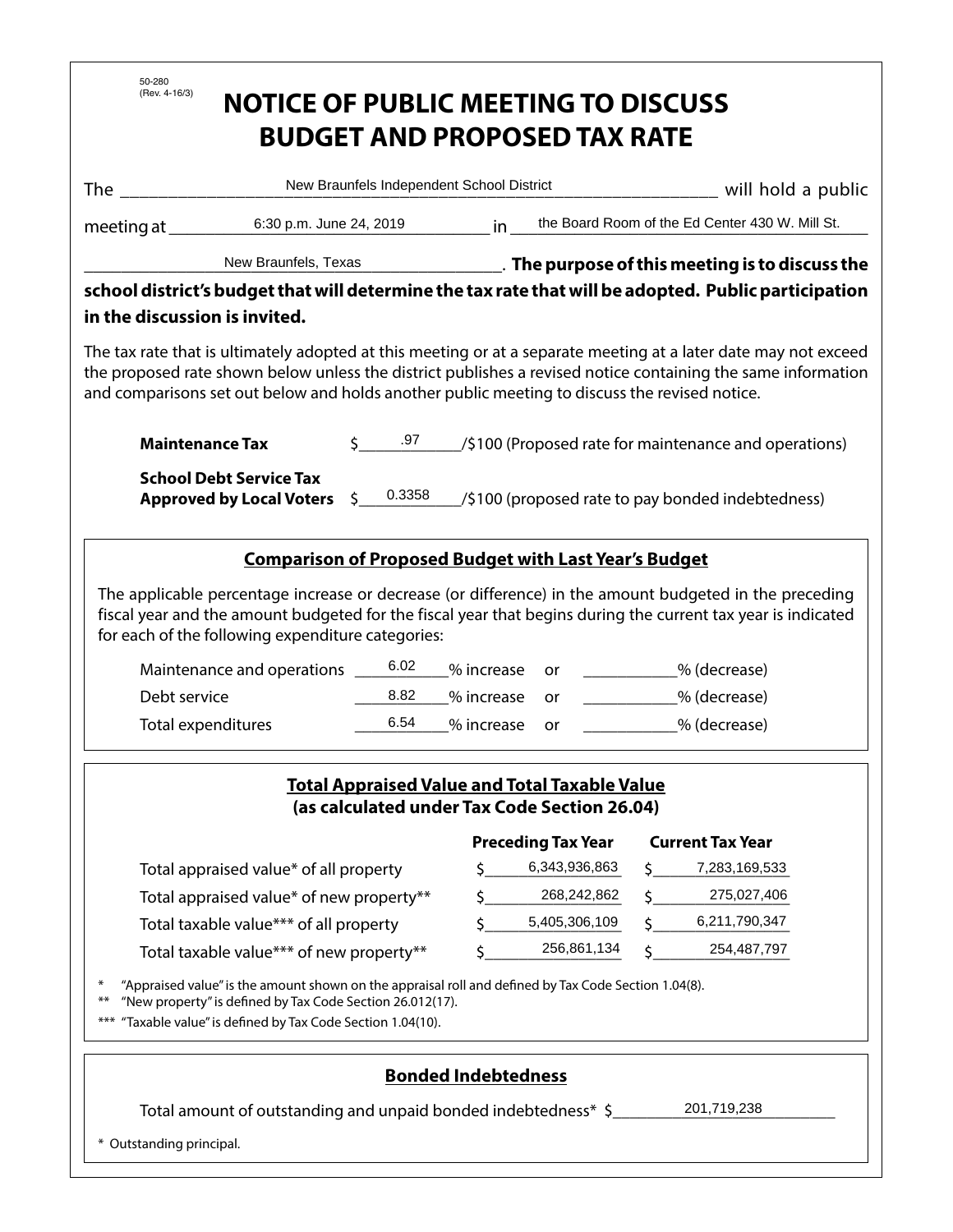50-280
(Rev. 4-16/3)

# NOTICE OF PUBLIC MEETING TO DISCUSS BUDGET AND PROPOSED TAX RATE

The New Braunfels Independent School District will hold a public meeting at 6:30 p.m. June 24, 2019 in the Board Room of the Ed Center 430 W. Mill St. New Braunfels, Texas. **The purpose of this meeting is to discuss the school district's budget that will determine the tax rate that will be adopted. Public participation in the discussion is invited.**

The tax rate that is ultimately adopted at this meeting or at a separate meeting at a later date may not exceed the proposed rate shown below unless the district publishes a revised notice containing the same information and comparisons set out below and holds another public meeting to discuss the revised notice.

**Maintenance Tax** $ .97 /$100 (Proposed rate for maintenance and operations)

**School Debt Service Tax Approved by Local Voters** $ 0.3358 /$100 (proposed rate to pay bonded indebtedness)

## Comparison of Proposed Budget with Last Year's Budget

The applicable percentage increase or decrease (or difference) in the amount budgeted in the preceding fiscal year and the amount budgeted for the fiscal year that begins during the current tax year is indicated for each of the following expenditure categories:

| | % increase | or | % (decrease) |
|---|---|---|---|
| Maintenance and operations | 6.02 | or | |
| Debt service | 8.82 | or | |
| Total expenditures | 6.54 | or | |

## Total Appraised Value and Total Taxable Value (as calculated under Tax Code Section 26.04)

| | Preceding Tax Year | Current Tax Year |
|---|---|---|
| Total appraised value* of all property | $ 6,343,936,863 | $ 7,283,169,533 |
| Total appraised value* of new property** | $ 268,242,862 | $ 275,027,406 |
| Total taxable value*** of all property | $ 5,405,306,109 | $ 6,211,790,347 |
| Total taxable value*** of new property** | $ 256,861,134 | $ 254,487,797 |

\* "Appraised value" is the amount shown on the appraisal roll and defined by Tax Code Section 1.04(8).
** "New property" is defined by Tax Code Section 26.012(17).
*** "Taxable value" is defined by Tax Code Section 1.04(10).

## Bonded Indebtedness

Total amount of outstanding and unpaid bonded indebtedness* $ 201,719,238

\* Outstanding principal.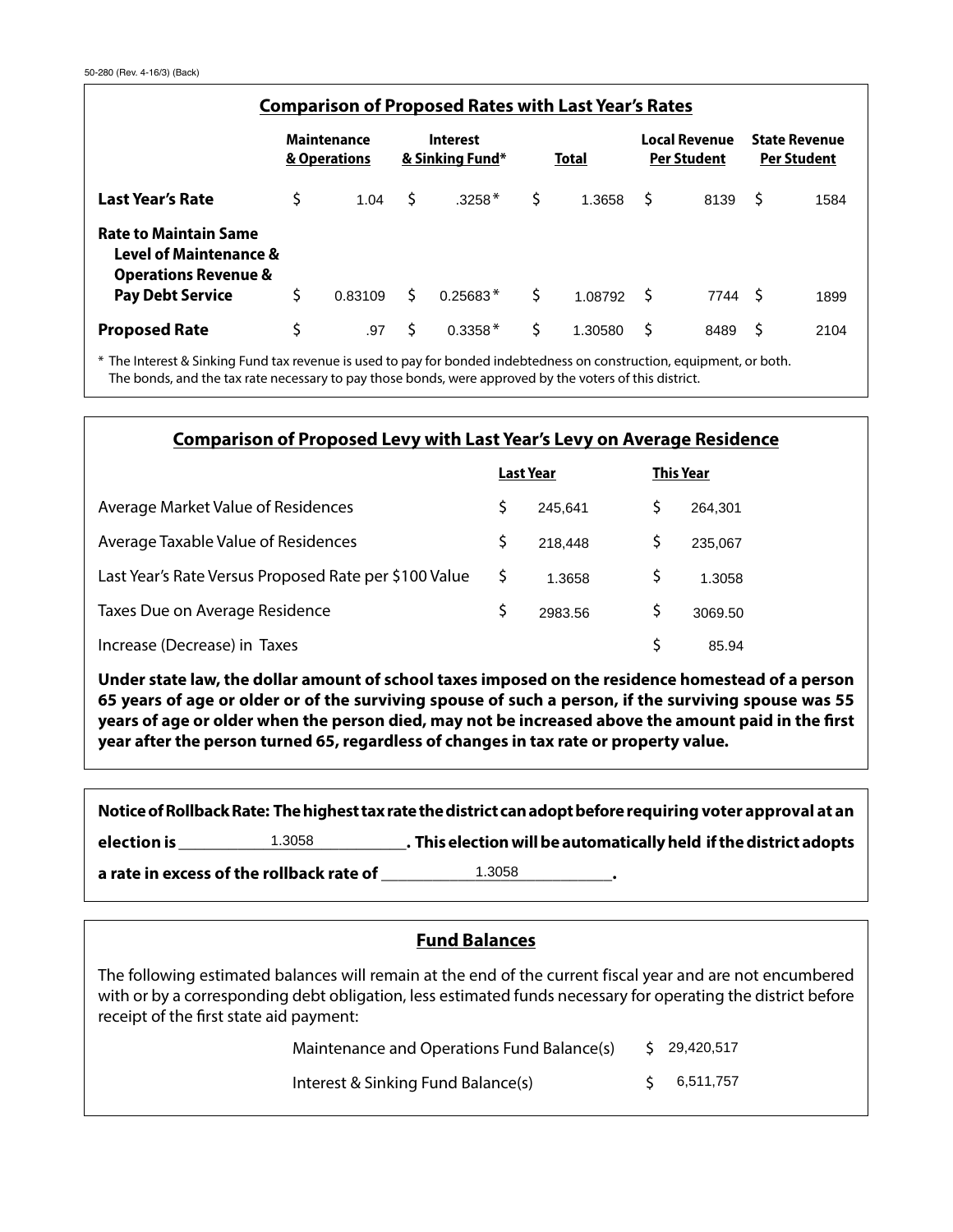50-280 (Rev. 4-16/3) (Back)

## Comparison of Proposed Rates with Last Year's Rates

| | Maintenance & Operations | Interest & Sinking Fund* | Total | Local Revenue Per Student | State Revenue Per Student |
|---|---|---|---|---|---|
| **Last Year's Rate** | $ 1.04 | $ .3258* | $ 1.3658 | $ 8139 | $ 1584 |
| **Rate to Maintain Same Level of Maintenance & Operations Revenue & Pay Debt Service** | $ 0.83109 | $ 0.25683* | $ 1.08792 | $ 7744 | $ 1899 |
| **Proposed Rate** | $ .97 | $ 0.3358* | $ 1.30580 | $ 8489 | $ 2104 |

* The Interest & Sinking Fund tax revenue is used to pay for bonded indebtedness on construction, equipment, or both. The bonds, and the tax rate necessary to pay those bonds, were approved by the voters of this district.

## Comparison of Proposed Levy with Last Year's Levy on Average Residence

| | Last Year | This Year |
|---|---|---|
| Average Market Value of Residences | $ 245,641 | $ 264,301 |
| Average Taxable Value of Residences | $ 218,448 | $ 235,067 |
| Last Year's Rate Versus Proposed Rate per $100 Value | $ 1.3658 | $ 1.3058 |
| Taxes Due on Average Residence | $ 2983.56 | $ 3069.50 |
| Increase (Decrease) in Taxes | | $ 85.94 |

**Under state law, the dollar amount of school taxes imposed on the residence homestead of a person 65 years of age or older or of the surviving spouse of such a person, if the surviving spouse was 55 years of age or older when the person died, may not be increased above the amount paid in the first year after the person turned 65, regardless of changes in tax rate or property value.**

**Notice of Rollback Rate: The highest tax rate the district can adopt before requiring voter approval at an election is** 1.3058**. This election will be automatically held if the district adopts a rate in excess of the rollback rate of** 1.3058**.**

## Fund Balances

The following estimated balances will remain at the end of the current fiscal year and are not encumbered with or by a corresponding debt obligation, less estimated funds necessary for operating the district before receipt of the first state aid payment:

| | |
|---|---|
| Maintenance and Operations Fund Balance(s) | $ 29,420,517 |
| Interest & Sinking Fund Balance(s) | $ 6,511,757 |